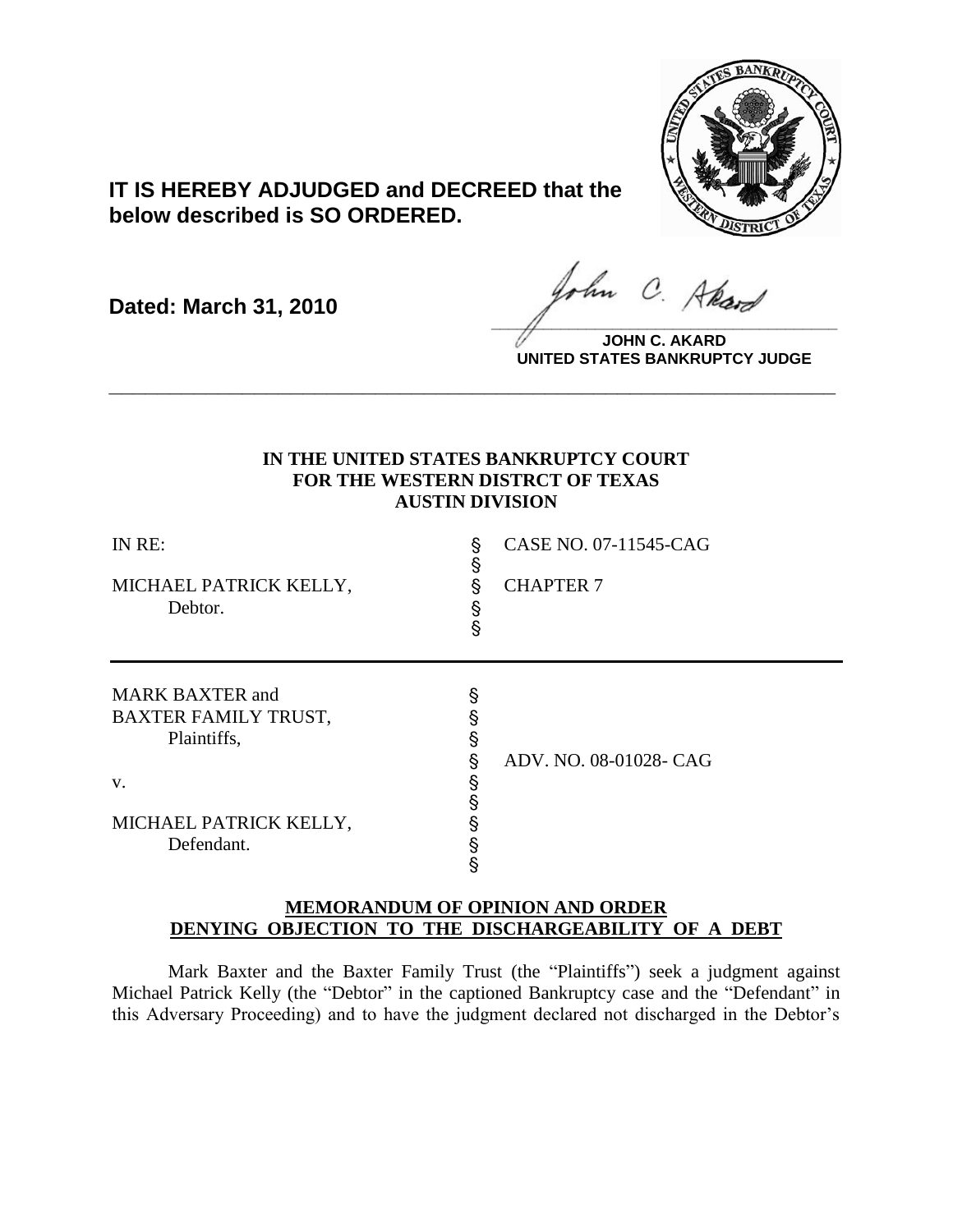**IT IS HEREBY ADJUDGED and DECREED that the below described is SO ORDERED.**

**Dated: March 31, 2010**

**JOHN C. AKARD**
**UNITED STATES BANKRUPTCY JUDGE**

---

**IN THE UNITED STATES BANKRUPTCY COURT**
**FOR THE WESTERN DISTRCT OF TEXAS**
**AUSTIN DIVISION**

| | | |
|---|---|---|
| IN RE: | § | CASE NO. 07-11545-CAG |
| | § | |
| MICHAEL PATRICK KELLY, | § | CHAPTER 7 |
| Debtor. | § | |
| | § | |

| | | |
|---|---|---|
| MARK BAXTER and | § | |
| BAXTER FAMILY TRUST, | § | |
| Plaintiffs, | § | |
| | § | ADV. NO. 08-01028- CAG |
| v. | § | |
| | § | |
| MICHAEL PATRICK KELLY, | § | |
| Defendant. | § | |
| | § | |

**MEMORANDUM OF OPINION AND ORDER**
**DENYING OBJECTION TO THE DISCHARGEABILITY OF A DEBT**

Mark Baxter and the Baxter Family Trust (the "Plaintiffs") seek a judgment against Michael Patrick Kelly (the "Debtor" in the captioned Bankruptcy case and the "Defendant" in this Adversary Proceeding) and to have the judgment declared not discharged in the Debtor's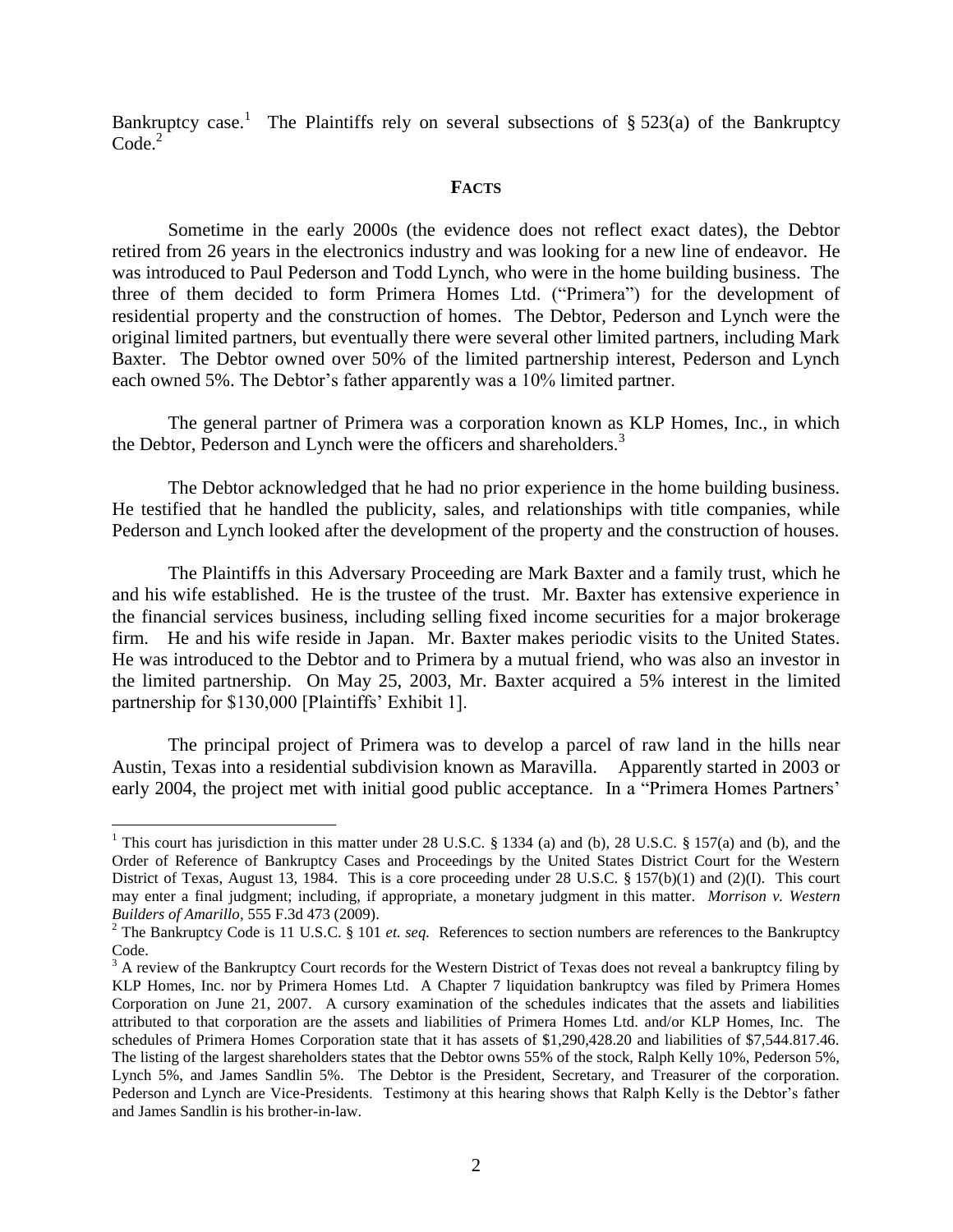Bankruptcy case.[1] The Plaintiffs rely on several subsections of § 523(a) of the Bankruptcy Code.[2]

## FACTS

Sometime in the early 2000s (the evidence does not reflect exact dates), the Debtor retired from 26 years in the electronics industry and was looking for a new line of endeavor. He was introduced to Paul Pederson and Todd Lynch, who were in the home building business. The three of them decided to form Primera Homes Ltd. ("Primera") for the development of residential property and the construction of homes. The Debtor, Pederson and Lynch were the original limited partners, but eventually there were several other limited partners, including Mark Baxter. The Debtor owned over 50% of the limited partnership interest, Pederson and Lynch each owned 5%. The Debtor's father apparently was a 10% limited partner.

The general partner of Primera was a corporation known as KLP Homes, Inc., in which the Debtor, Pederson and Lynch were the officers and shareholders.[3]

The Debtor acknowledged that he had no prior experience in the home building business. He testified that he handled the publicity, sales, and relationships with title companies, while Pederson and Lynch looked after the development of the property and the construction of houses.

The Plaintiffs in this Adversary Proceeding are Mark Baxter and a family trust, which he and his wife established. He is the trustee of the trust. Mr. Baxter has extensive experience in the financial services business, including selling fixed income securities for a major brokerage firm. He and his wife reside in Japan. Mr. Baxter makes periodic visits to the United States. He was introduced to the Debtor and to Primera by a mutual friend, who was also an investor in the limited partnership. On May 25, 2003, Mr. Baxter acquired a 5% interest in the limited partnership for $130,000 [Plaintiffs' Exhibit 1].

The principal project of Primera was to develop a parcel of raw land in the hills near Austin, Texas into a residential subdivision known as Maravilla. Apparently started in 2003 or early 2004, the project met with initial good public acceptance. In a "Primera Homes Partners'

---

[1] This court has jurisdiction in this matter under 28 U.S.C. § 1334 (a) and (b), 28 U.S.C. § 157(a) and (b), and the Order of Reference of Bankruptcy Cases and Proceedings by the United States District Court for the Western District of Texas, August 13, 1984. This is a core proceeding under 28 U.S.C. § 157(b)(1) and (2)(I). This court may enter a final judgment; including, if appropriate, a monetary judgment in this matter. *Morrison v. Western Builders of Amarillo*, 555 F.3d 473 (2009).

[2] The Bankruptcy Code is 11 U.S.C. § 101 *et. seq.* References to section numbers are references to the Bankruptcy Code.

[3] A review of the Bankruptcy Court records for the Western District of Texas does not reveal a bankruptcy filing by KLP Homes, Inc. nor by Primera Homes Ltd. A Chapter 7 liquidation bankruptcy was filed by Primera Homes Corporation on June 21, 2007. A cursory examination of the schedules indicates that the assets and liabilities attributed to that corporation are the assets and liabilities of Primera Homes Ltd. and/or KLP Homes, Inc. The schedules of Primera Homes Corporation state that it has assets of $1,290,428.20 and liabilities of $7,544.817.46. The listing of the largest shareholders states that the Debtor owns 55% of the stock, Ralph Kelly 10%, Pederson 5%, Lynch 5%, and James Sandlin 5%. The Debtor is the President, Secretary, and Treasurer of the corporation. Pederson and Lynch are Vice-Presidents. Testimony at this hearing shows that Ralph Kelly is the Debtor's father and James Sandlin is his brother-in-law.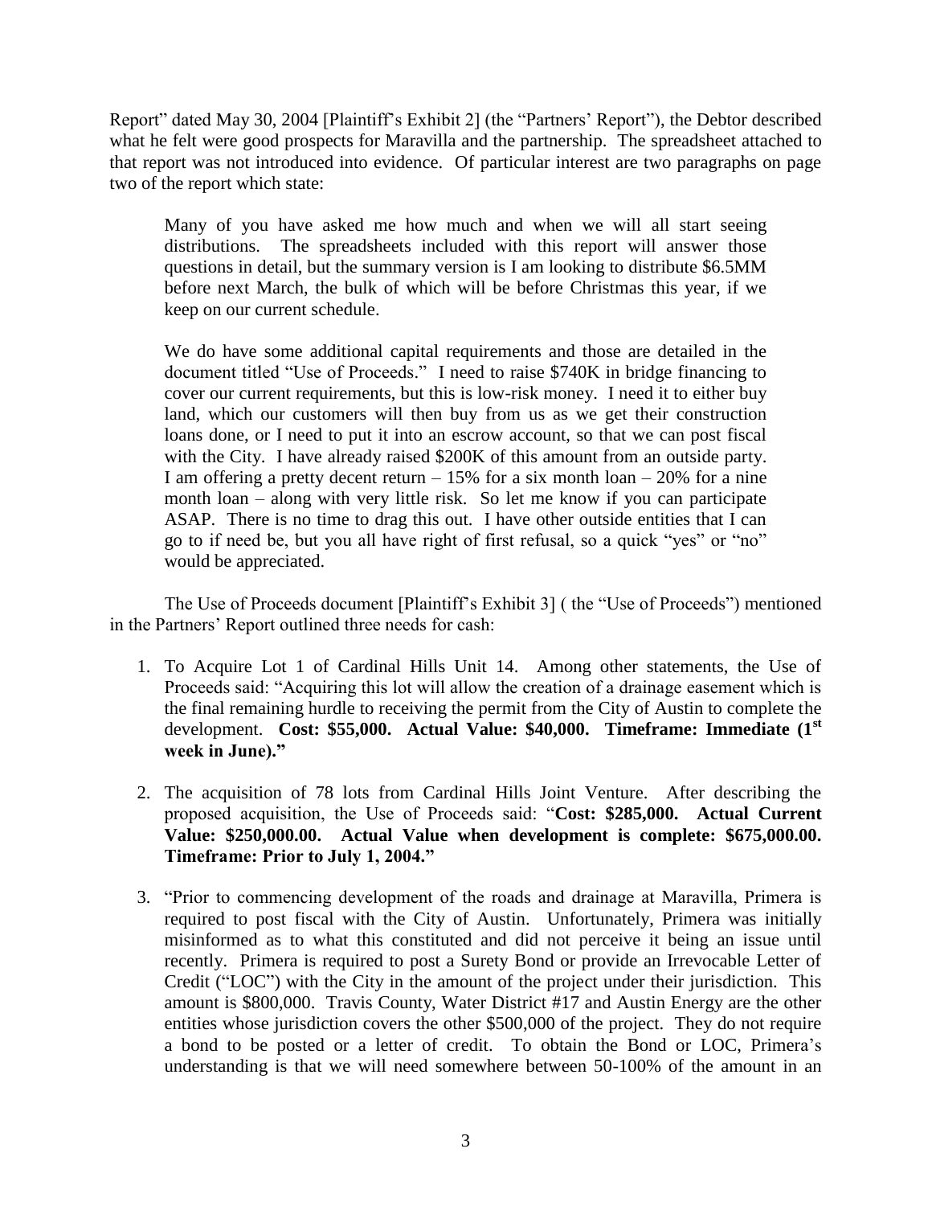Report" dated May 30, 2004 [Plaintiff's Exhibit 2] (the "Partners' Report"), the Debtor described what he felt were good prospects for Maravilla and the partnership. The spreadsheet attached to that report was not introduced into evidence. Of particular interest are two paragraphs on page two of the report which state:

> Many of you have asked me how much and when we will all start seeing distributions. The spreadsheets included with this report will answer those questions in detail, but the summary version is I am looking to distribute $6.5MM before next March, the bulk of which will be before Christmas this year, if we keep on our current schedule.
>
> We do have some additional capital requirements and those are detailed in the document titled "Use of Proceeds." I need to raise $740K in bridge financing to cover our current requirements, but this is low-risk money. I need it to either buy land, which our customers will then buy from us as we get their construction loans done, or I need to put it into an escrow account, so that we can post fiscal with the City. I have already raised $200K of this amount from an outside party. I am offering a pretty decent return – 15% for a six month loan – 20% for a nine month loan – along with very little risk. So let me know if you can participate ASAP. There is no time to drag this out. I have other outside entities that I can go to if need be, but you all have right of first refusal, so a quick "yes" or "no" would be appreciated.

The Use of Proceeds document [Plaintiff's Exhibit 3] ( the "Use of Proceeds") mentioned in the Partners' Report outlined three needs for cash:

1. To Acquire Lot 1 of Cardinal Hills Unit 14. Among other statements, the Use of Proceeds said: "Acquiring this lot will allow the creation of a drainage easement which is the final remaining hurdle to receiving the permit from the City of Austin to complete the development. **Cost: $55,000. Actual Value: $40,000. Timeframe: Immediate (1st week in June)."**

2. The acquisition of 78 lots from Cardinal Hills Joint Venture. After describing the proposed acquisition, the Use of Proceeds said: "**Cost: $285,000. Actual Current Value: $250,000.00. Actual Value when development is complete: $675,000.00. Timeframe: Prior to July 1, 2004."**

3. "Prior to commencing development of the roads and drainage at Maravilla, Primera is required to post fiscal with the City of Austin. Unfortunately, Primera was initially misinformed as to what this constituted and did not perceive it being an issue until recently. Primera is required to post a Surety Bond or provide an Irrevocable Letter of Credit ("LOC") with the City in the amount of the project under their jurisdiction. This amount is $800,000. Travis County, Water District #17 and Austin Energy are the other entities whose jurisdiction covers the other $500,000 of the project. They do not require a bond to be posted or a letter of credit. To obtain the Bond or LOC, Primera's understanding is that we will need somewhere between 50-100% of the amount in an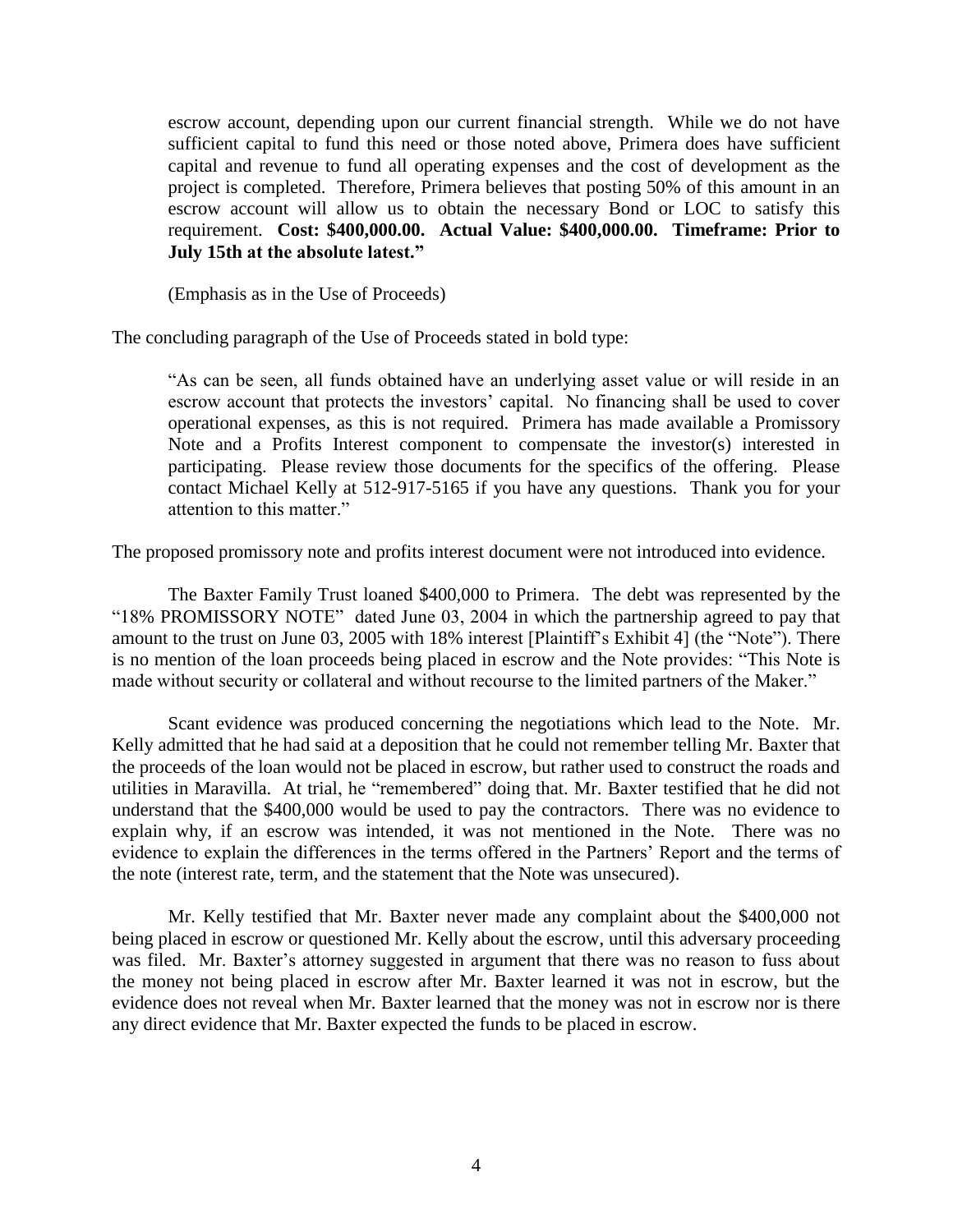> escrow account, depending upon our current financial strength. While we do not have sufficient capital to fund this need or those noted above, Primera does have sufficient capital and revenue to fund all operating expenses and the cost of development as the project is completed. Therefore, Primera believes that posting 50% of this amount in an escrow account will allow us to obtain the necessary Bond or LOC to satisfy this requirement. **Cost: $400,000.00. Actual Value: $400,000.00. Timeframe: Prior to July 15th at the absolute latest."**
>
> (Emphasis as in the Use of Proceeds)

The concluding paragraph of the Use of Proceeds stated in bold type:

> "As can be seen, all funds obtained have an underlying asset value or will reside in an escrow account that protects the investors' capital. No financing shall be used to cover operational expenses, as this is not required. Primera has made available a Promissory Note and a Profits Interest component to compensate the investor(s) interested in participating. Please review those documents for the specifics of the offering. Please contact Michael Kelly at 512-917-5165 if you have any questions. Thank you for your attention to this matter."

The proposed promissory note and profits interest document were not introduced into evidence.

The Baxter Family Trust loaned $400,000 to Primera. The debt was represented by the "18% PROMISSORY NOTE" dated June 03, 2004 in which the partnership agreed to pay that amount to the trust on June 03, 2005 with 18% interest [Plaintiff's Exhibit 4] (the "Note"). There is no mention of the loan proceeds being placed in escrow and the Note provides: "This Note is made without security or collateral and without recourse to the limited partners of the Maker."

Scant evidence was produced concerning the negotiations which lead to the Note. Mr. Kelly admitted that he had said at a deposition that he could not remember telling Mr. Baxter that the proceeds of the loan would not be placed in escrow, but rather used to construct the roads and utilities in Maravilla. At trial, he "remembered" doing that. Mr. Baxter testified that he did not understand that the $400,000 would be used to pay the contractors. There was no evidence to explain why, if an escrow was intended, it was not mentioned in the Note. There was no evidence to explain the differences in the terms offered in the Partners' Report and the terms of the note (interest rate, term, and the statement that the Note was unsecured).

Mr. Kelly testified that Mr. Baxter never made any complaint about the $400,000 not being placed in escrow or questioned Mr. Kelly about the escrow, until this adversary proceeding was filed. Mr. Baxter's attorney suggested in argument that there was no reason to fuss about the money not being placed in escrow after Mr. Baxter learned it was not in escrow, but the evidence does not reveal when Mr. Baxter learned that the money was not in escrow nor is there any direct evidence that Mr. Baxter expected the funds to be placed in escrow.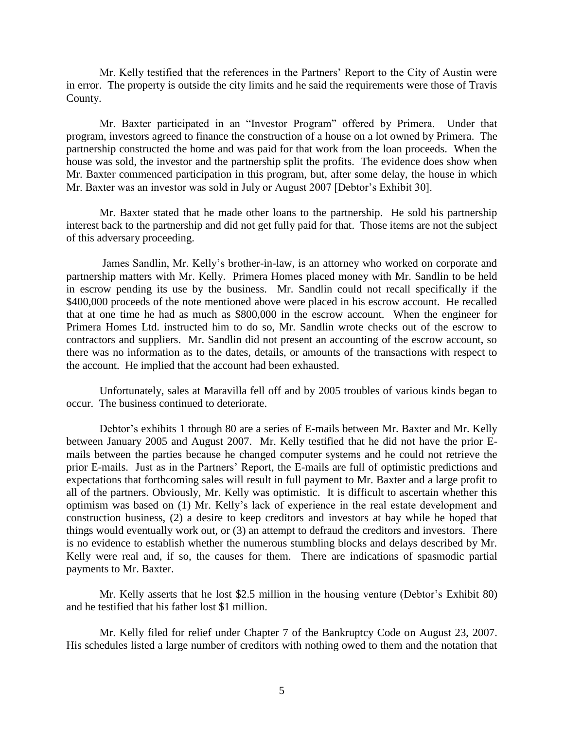Mr. Kelly testified that the references in the Partners' Report to the City of Austin were in error. The property is outside the city limits and he said the requirements were those of Travis County.

Mr. Baxter participated in an "Investor Program" offered by Primera. Under that program, investors agreed to finance the construction of a house on a lot owned by Primera. The partnership constructed the home and was paid for that work from the loan proceeds. When the house was sold, the investor and the partnership split the profits. The evidence does show when Mr. Baxter commenced participation in this program, but, after some delay, the house in which Mr. Baxter was an investor was sold in July or August 2007 [Debtor's Exhibit 30].

Mr. Baxter stated that he made other loans to the partnership. He sold his partnership interest back to the partnership and did not get fully paid for that. Those items are not the subject of this adversary proceeding.

James Sandlin, Mr. Kelly's brother-in-law, is an attorney who worked on corporate and partnership matters with Mr. Kelly. Primera Homes placed money with Mr. Sandlin to be held in escrow pending its use by the business. Mr. Sandlin could not recall specifically if the \$400,000 proceeds of the note mentioned above were placed in his escrow account. He recalled that at one time he had as much as \$800,000 in the escrow account. When the engineer for Primera Homes Ltd. instructed him to do so, Mr. Sandlin wrote checks out of the escrow to contractors and suppliers. Mr. Sandlin did not present an accounting of the escrow account, so there was no information as to the dates, details, or amounts of the transactions with respect to the account. He implied that the account had been exhausted.

Unfortunately, sales at Maravilla fell off and by 2005 troubles of various kinds began to occur. The business continued to deteriorate.

Debtor's exhibits 1 through 80 are a series of E-mails between Mr. Baxter and Mr. Kelly between January 2005 and August 2007. Mr. Kelly testified that he did not have the prior E-mails between the parties because he changed computer systems and he could not retrieve the prior E-mails. Just as in the Partners' Report, the E-mails are full of optimistic predictions and expectations that forthcoming sales will result in full payment to Mr. Baxter and a large profit to all of the partners. Obviously, Mr. Kelly was optimistic. It is difficult to ascertain whether this optimism was based on (1) Mr. Kelly's lack of experience in the real estate development and construction business, (2) a desire to keep creditors and investors at bay while he hoped that things would eventually work out, or (3) an attempt to defraud the creditors and investors. There is no evidence to establish whether the numerous stumbling blocks and delays described by Mr. Kelly were real and, if so, the causes for them. There are indications of spasmodic partial payments to Mr. Baxter.

Mr. Kelly asserts that he lost \$2.5 million in the housing venture (Debtor's Exhibit 80) and he testified that his father lost \$1 million.

Mr. Kelly filed for relief under Chapter 7 of the Bankruptcy Code on August 23, 2007. His schedules listed a large number of creditors with nothing owed to them and the notation that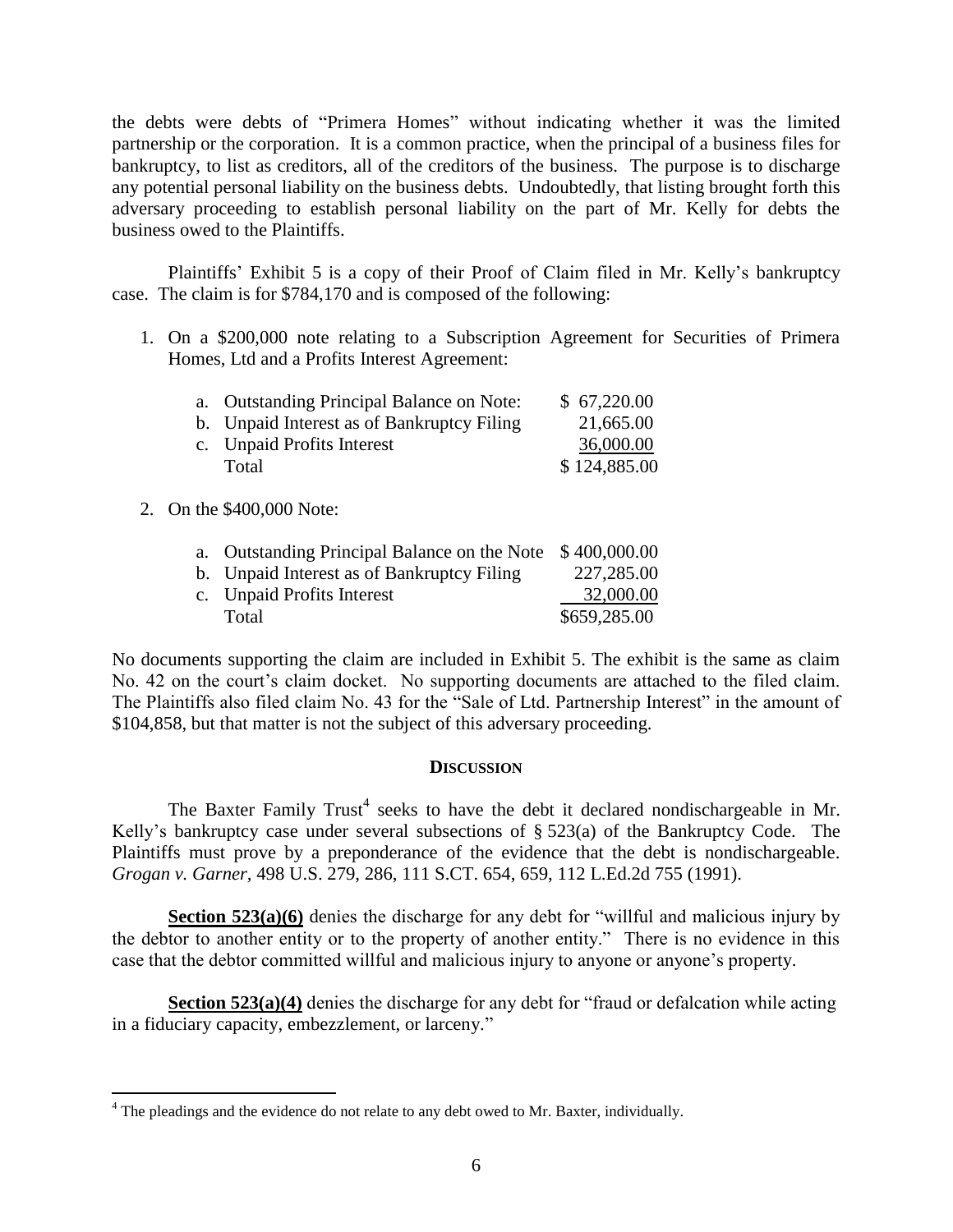the debts were debts of "Primera Homes" without indicating whether it was the limited partnership or the corporation. It is a common practice, when the principal of a business files for bankruptcy, to list as creditors, all of the creditors of the business. The purpose is to discharge any potential personal liability on the business debts. Undoubtedly, that listing brought forth this adversary proceeding to establish personal liability on the part of Mr. Kelly for debts the business owed to the Plaintiffs.

Plaintiffs' Exhibit 5 is a copy of their Proof of Claim filed in Mr. Kelly's bankruptcy case. The claim is for $784,170 and is composed of the following:

1. On a $200,000 note relating to a Subscription Agreement for Securities of Primera Homes, Ltd and a Profits Interest Agreement:

| | |
|---|---|
| a. Outstanding Principal Balance on Note: | $ 67,220.00 |
| b. Unpaid Interest as of Bankruptcy Filing | 21,665.00 |
| c. Unpaid Profits Interest | 36,000.00 |
| Total | $ 124,885.00 |

2. On the $400,000 Note:

| | |
|---|---|
| a. Outstanding Principal Balance on the Note | $ 400,000.00 |
| b. Unpaid Interest as of Bankruptcy Filing | 227,285.00 |
| c. Unpaid Profits Interest | 32,000.00 |
| Total | $659,285.00 |

No documents supporting the claim are included in Exhibit 5. The exhibit is the same as claim No. 42 on the court's claim docket. No supporting documents are attached to the filed claim. The Plaintiffs also filed claim No. 43 for the "Sale of Ltd. Partnership Interest" in the amount of $104,858, but that matter is not the subject of this adversary proceeding.

## DISCUSSION

The Baxter Family Trust[4] seeks to have the debt it declared nondischargeable in Mr. Kelly's bankruptcy case under several subsections of § 523(a) of the Bankruptcy Code. The Plaintiffs must prove by a preponderance of the evidence that the debt is nondischargeable. *Grogan v. Garner*, 498 U.S. 279, 286, 111 S.CT. 654, 659, 112 L.Ed.2d 755 (1991).

**Section 523(a)(6)** denies the discharge for any debt for "willful and malicious injury by the debtor to another entity or to the property of another entity." There is no evidence in this case that the debtor committed willful and malicious injury to anyone or anyone's property.

**Section 523(a)(4)** denies the discharge for any debt for "fraud or defalcation while acting in a fiduciary capacity, embezzlement, or larceny."

[4] The pleadings and the evidence do not relate to any debt owed to Mr. Baxter, individually.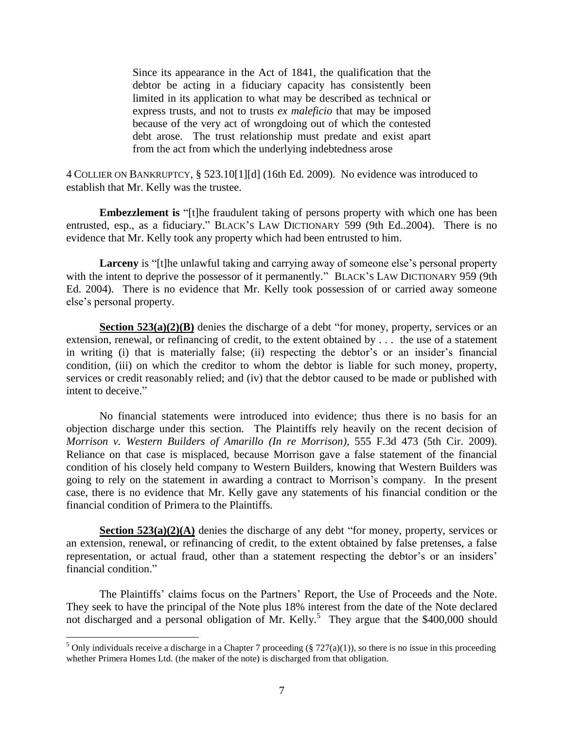> Since its appearance in the Act of 1841, the qualification that the debtor be acting in a fiduciary capacity has consistently been limited in its application to what may be described as technical or express trusts, and not to trusts *ex maleficio* that may be imposed because of the very act of wrongdoing out of which the contested debt arose. The trust relationship must predate and exist apart from the act from which the underlying indebtedness arose

4 COLLIER ON BANKRUPTCY, § 523.10[1][d] (16th Ed. 2009). No evidence was introduced to establish that Mr. Kelly was the trustee.

**Embezzlement is** "[t]he fraudulent taking of persons property with which one has been entrusted, esp., as a fiduciary." BLACK'S LAW DICTIONARY 599 (9th Ed..2004). There is no evidence that Mr. Kelly took any property which had been entrusted to him.

**Larceny** is "[t]he unlawful taking and carrying away of someone else's personal property with the intent to deprive the possessor of it permanently." BLACK'S LAW DICTIONARY 959 (9th Ed. 2004). There is no evidence that Mr. Kelly took possession of or carried away someone else's personal property.

**Section 523(a)(2)(B)** denies the discharge of a debt "for money, property, services or an extension, renewal, or refinancing of credit, to the extent obtained by . . . the use of a statement in writing (i) that is materially false; (ii) respecting the debtor's or an insider's financial condition, (iii) on which the creditor to whom the debtor is liable for such money, property, services or credit reasonably relied; and (iv) that the debtor caused to be made or published with intent to deceive."

No financial statements were introduced into evidence; thus there is no basis for an objection discharge under this section. The Plaintiffs rely heavily on the recent decision of *Morrison v. Western Builders of Amarillo (In re Morrison),* 555 F.3d 473 (5th Cir. 2009). Reliance on that case is misplaced, because Morrison gave a false statement of the financial condition of his closely held company to Western Builders, knowing that Western Builders was going to rely on the statement in awarding a contract to Morrison's company. In the present case, there is no evidence that Mr. Kelly gave any statements of his financial condition or the financial condition of Primera to the Plaintiffs.

**Section 523(a)(2)(A)** denies the discharge of any debt "for money, property, services or an extension, renewal, or refinancing of credit, to the extent obtained by false pretenses, a false representation, or actual fraud, other than a statement respecting the debtor's or an insiders' financial condition."

The Plaintiffs' claims focus on the Partners' Report, the Use of Proceeds and the Note. They seek to have the principal of the Note plus 18% interest from the date of the Note declared not discharged and a personal obligation of Mr. Kelly.[5] They argue that the $400,000 should

[5] Only individuals receive a discharge in a Chapter 7 proceeding (§ 727(a)(1)), so there is no issue in this proceeding whether Primera Homes Ltd. (the maker of the note) is discharged from that obligation.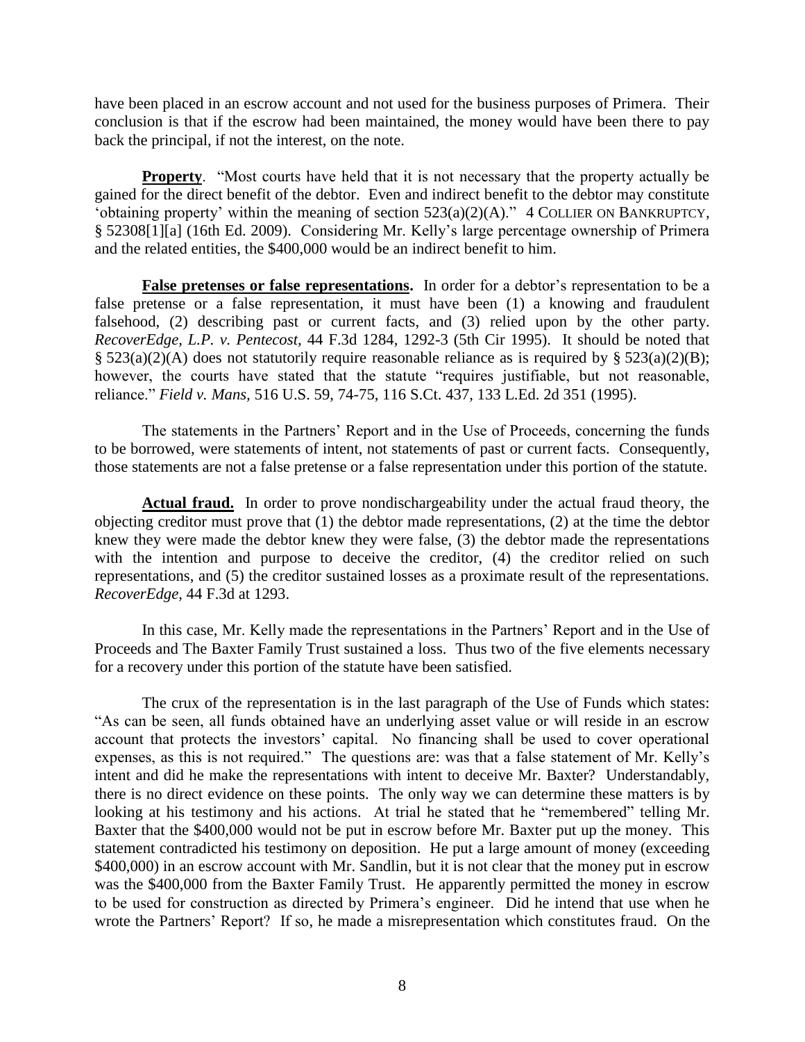have been placed in an escrow account and not used for the business purposes of Primera. Their conclusion is that if the escrow had been maintained, the money would have been there to pay back the principal, if not the interest, on the note.

**Property**. "Most courts have held that it is not necessary that the property actually be gained for the direct benefit of the debtor. Even and indirect benefit to the debtor may constitute 'obtaining property' within the meaning of section 523(a)(2)(A)." 4 COLLIER ON BANKRUPTCY, § 52308[1][a] (16th Ed. 2009). Considering Mr. Kelly's large percentage ownership of Primera and the related entities, the $400,000 would be an indirect benefit to him.

**False pretenses or false representations.** In order for a debtor's representation to be a false pretense or a false representation, it must have been (1) a knowing and fraudulent falsehood, (2) describing past or current facts, and (3) relied upon by the other party. *RecoverEdge, L.P. v. Pentecost,* 44 F.3d 1284, 1292-3 (5th Cir 1995). It should be noted that § 523(a)(2)(A) does not statutorily require reasonable reliance as is required by § 523(a)(2)(B); however, the courts have stated that the statute "requires justifiable, but not reasonable, reliance." *Field v. Mans,* 516 U.S. 59, 74-75, 116 S.Ct. 437, 133 L.Ed. 2d 351 (1995).

The statements in the Partners' Report and in the Use of Proceeds, concerning the funds to be borrowed, were statements of intent, not statements of past or current facts. Consequently, those statements are not a false pretense or a false representation under this portion of the statute.

**Actual fraud.** In order to prove nondischargeability under the actual fraud theory, the objecting creditor must prove that (1) the debtor made representations, (2) at the time the debtor knew they were made the debtor knew they were false, (3) the debtor made the representations with the intention and purpose to deceive the creditor, (4) the creditor relied on such representations, and (5) the creditor sustained losses as a proximate result of the representations. *RecoverEdge*, 44 F.3d at 1293.

In this case, Mr. Kelly made the representations in the Partners' Report and in the Use of Proceeds and The Baxter Family Trust sustained a loss. Thus two of the five elements necessary for a recovery under this portion of the statute have been satisfied.

The crux of the representation is in the last paragraph of the Use of Funds which states: "As can be seen, all funds obtained have an underlying asset value or will reside in an escrow account that protects the investors' capital. No financing shall be used to cover operational expenses, as this is not required." The questions are: was that a false statement of Mr. Kelly's intent and did he make the representations with intent to deceive Mr. Baxter? Understandably, there is no direct evidence on these points. The only way we can determine these matters is by looking at his testimony and his actions. At trial he stated that he "remembered" telling Mr. Baxter that the $400,000 would not be put in escrow before Mr. Baxter put up the money. This statement contradicted his testimony on deposition. He put a large amount of money (exceeding $400,000) in an escrow account with Mr. Sandlin, but it is not clear that the money put in escrow was the $400,000 from the Baxter Family Trust. He apparently permitted the money in escrow to be used for construction as directed by Primera's engineer. Did he intend that use when he wrote the Partners' Report? If so, he made a misrepresentation which constitutes fraud. On the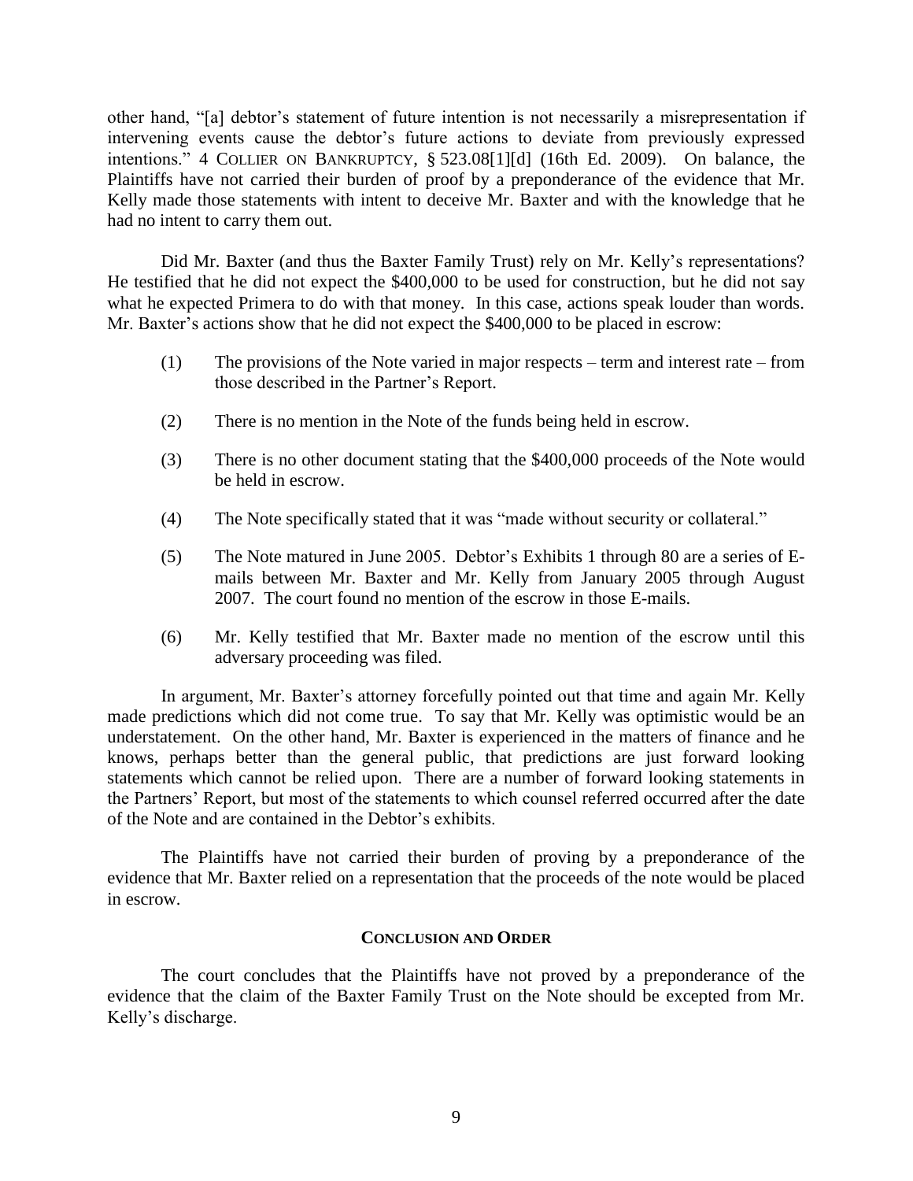other hand, "[a] debtor's statement of future intention is not necessarily a misrepresentation if intervening events cause the debtor's future actions to deviate from previously expressed intentions." 4 COLLIER ON BANKRUPTCY, § 523.08[1][d] (16th Ed. 2009). On balance, the Plaintiffs have not carried their burden of proof by a preponderance of the evidence that Mr. Kelly made those statements with intent to deceive Mr. Baxter and with the knowledge that he had no intent to carry them out.

Did Mr. Baxter (and thus the Baxter Family Trust) rely on Mr. Kelly's representations? He testified that he did not expect the $400,000 to be used for construction, but he did not say what he expected Primera to do with that money. In this case, actions speak louder than words. Mr. Baxter's actions show that he did not expect the $400,000 to be placed in escrow:

(1) The provisions of the Note varied in major respects – term and interest rate – from those described in the Partner's Report.

(2) There is no mention in the Note of the funds being held in escrow.

(3) There is no other document stating that the $400,000 proceeds of the Note would be held in escrow.

(4) The Note specifically stated that it was "made without security or collateral."

(5) The Note matured in June 2005. Debtor's Exhibits 1 through 80 are a series of E-mails between Mr. Baxter and Mr. Kelly from January 2005 through August 2007. The court found no mention of the escrow in those E-mails.

(6) Mr. Kelly testified that Mr. Baxter made no mention of the escrow until this adversary proceeding was filed.

In argument, Mr. Baxter's attorney forcefully pointed out that time and again Mr. Kelly made predictions which did not come true. To say that Mr. Kelly was optimistic would be an understatement. On the other hand, Mr. Baxter is experienced in the matters of finance and he knows, perhaps better than the general public, that predictions are just forward looking statements which cannot be relied upon. There are a number of forward looking statements in the Partners' Report, but most of the statements to which counsel referred occurred after the date of the Note and are contained in the Debtor's exhibits.

The Plaintiffs have not carried their burden of proving by a preponderance of the evidence that Mr. Baxter relied on a representation that the proceeds of the note would be placed in escrow.

## CONCLUSION AND ORDER

The court concludes that the Plaintiffs have not proved by a preponderance of the evidence that the claim of the Baxter Family Trust on the Note should be excepted from Mr. Kelly's discharge.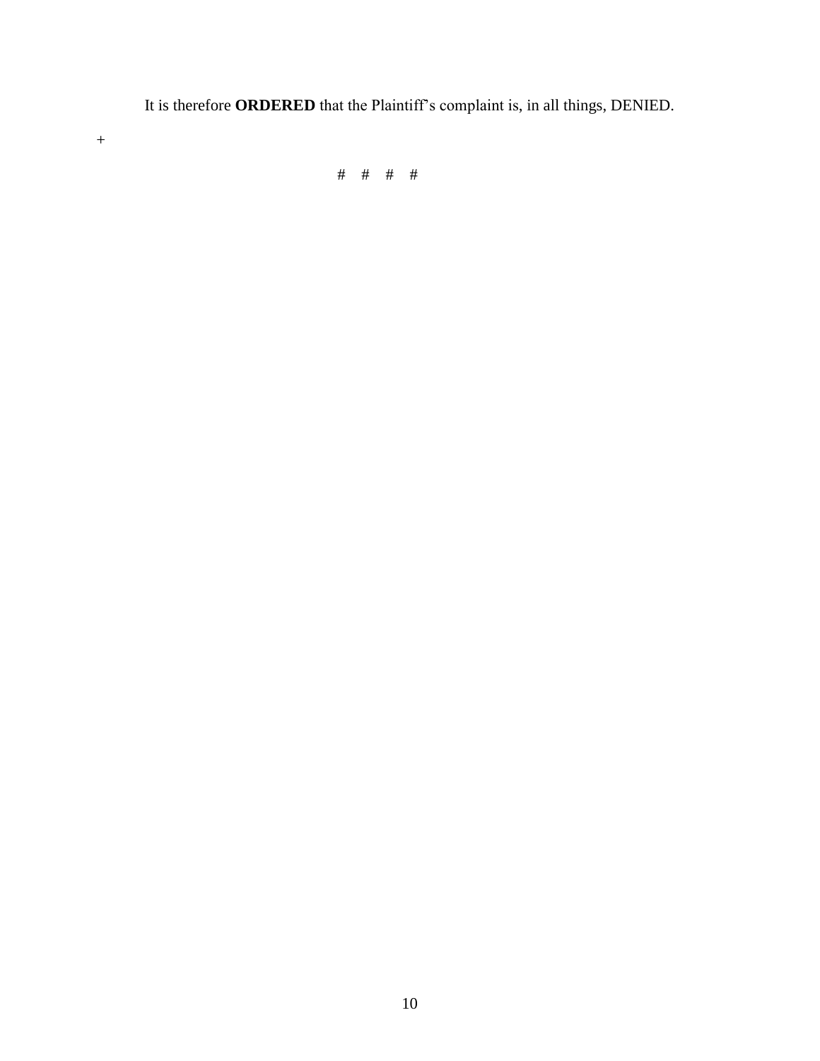It is therefore **ORDERED** that the Plaintiff's complaint is, in all things, DENIED.

+

# # # #